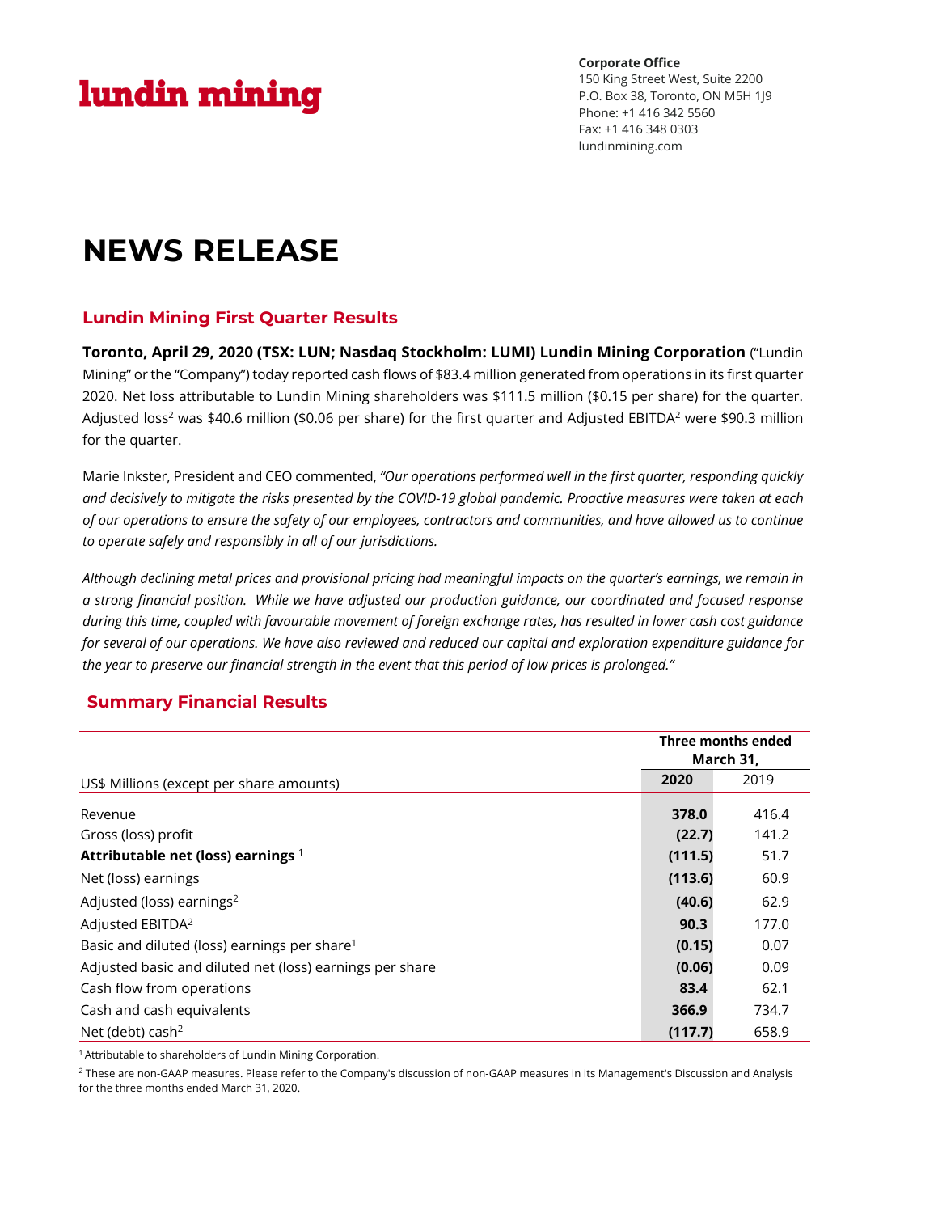lundin mining

**Corporate Office**
150 King Street West, Suite 2200
P.O. Box 38, Toronto, ON M5H 1J9
Phone: +1 416 342 5560
Fax: +1 416 348 0303
lundinmining.com

# NEWS RELEASE

## Lundin Mining First Quarter Results

**Toronto, April 29, 2020 (TSX: LUN; Nasdaq Stockholm: LUMI) Lundin Mining Corporation** ("Lundin Mining" or the "Company") today reported cash flows of $83.4 million generated from operations in its first quarter 2020. Net loss attributable to Lundin Mining shareholders was $111.5 million ($0.15 per share) for the quarter. Adjusted loss[2] was $40.6 million ($0.06 per share) for the first quarter and Adjusted EBITDA[2] were $90.3 million for the quarter.

Marie Inkster, President and CEO commented, *"Our operations performed well in the first quarter, responding quickly and decisively to mitigate the risks presented by the COVID-19 global pandemic. Proactive measures were taken at each of our operations to ensure the safety of our employees, contractors and communities, and have allowed us to continue to operate safely and responsibly in all of our jurisdictions.*

*Although declining metal prices and provisional pricing had meaningful impacts on the quarter's earnings, we remain in a strong financial position. While we have adjusted our production guidance, our coordinated and focused response during this time, coupled with favourable movement of foreign exchange rates, has resulted in lower cash cost guidance for several of our operations. We have also reviewed and reduced our capital and exploration expenditure guidance for the year to preserve our financial strength in the event that this period of low prices is prolonged."*

## Summary Financial Results

| | Three months ended March 31, | |
|---|---|---|
| US$ Millions (except per share amounts) | **2020** | 2019 |
| Revenue | **378.0** | 416.4 |
| Gross (loss) profit | **(22.7)** | 141.2 |
| **Attributable net (loss) earnings** [1] | **(111.5)** | 51.7 |
| Net (loss) earnings | **(113.6)** | 60.9 |
| Adjusted (loss) earnings[2] | **(40.6)** | 62.9 |
| Adjusted EBITDA[2] | **90.3** | 177.0 |
| Basic and diluted (loss) earnings per share[1] | **(0.15)** | 0.07 |
| Adjusted basic and diluted net (loss) earnings per share | **(0.06)** | 0.09 |
| Cash flow from operations | **83.4** | 62.1 |
| Cash and cash equivalents | **366.9** | 734.7 |
| Net (debt) cash[2] | **(117.7)** | 658.9 |

[1] Attributable to shareholders of Lundin Mining Corporation.

[2] These are non-GAAP measures. Please refer to the Company's discussion of non-GAAP measures in its Management's Discussion and Analysis for the three months ended March 31, 2020.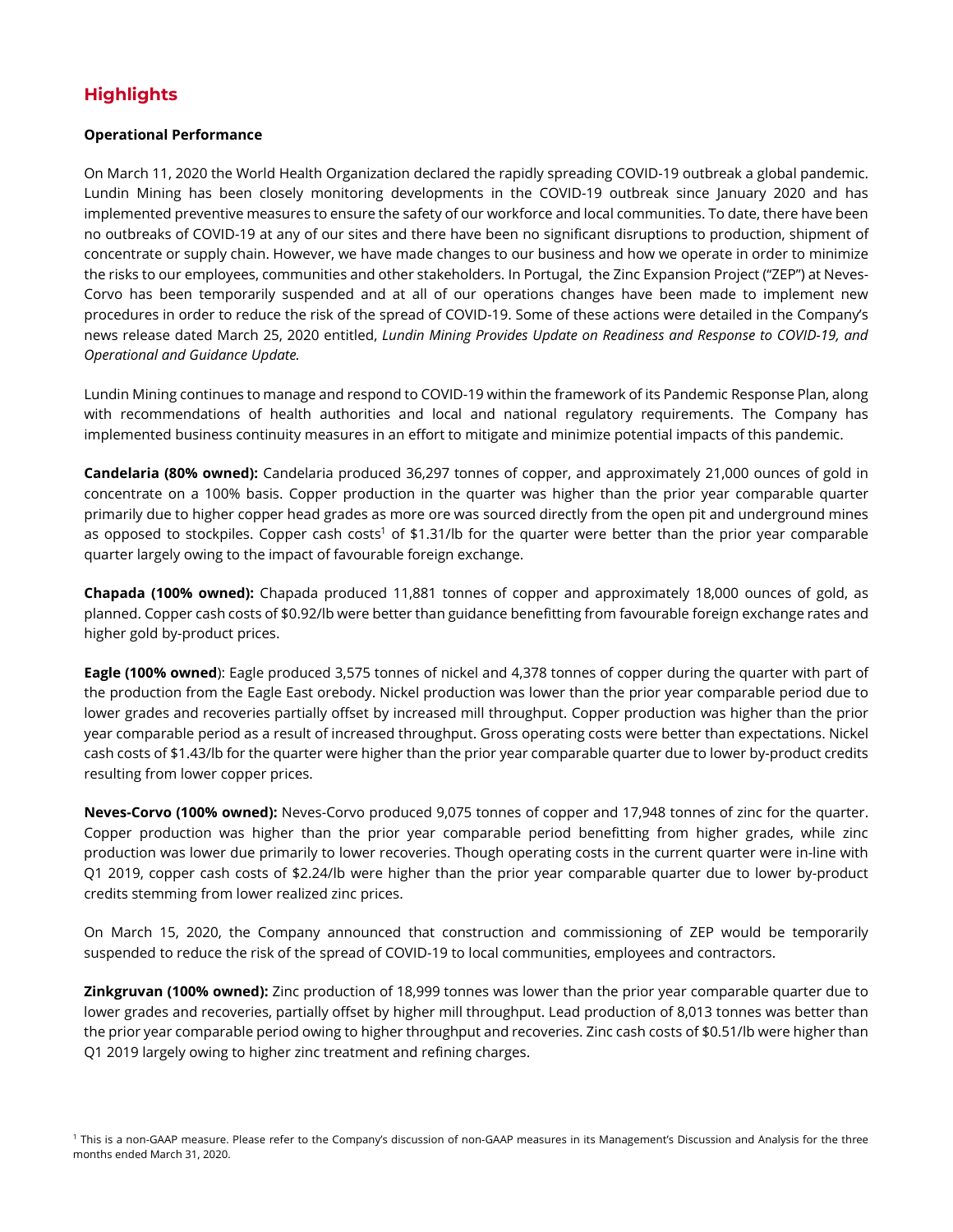## Highlights

**Operational Performance**

On March 11, 2020 the World Health Organization declared the rapidly spreading COVID-19 outbreak a global pandemic. Lundin Mining has been closely monitoring developments in the COVID-19 outbreak since January 2020 and has implemented preventive measures to ensure the safety of our workforce and local communities. To date, there have been no outbreaks of COVID-19 at any of our sites and there have been no significant disruptions to production, shipment of concentrate or supply chain. However, we have made changes to our business and how we operate in order to minimize the risks to our employees, communities and other stakeholders. In Portugal, the Zinc Expansion Project ("ZEP") at Neves-Corvo has been temporarily suspended and at all of our operations changes have been made to implement new procedures in order to reduce the risk of the spread of COVID-19. Some of these actions were detailed in the Company's news release dated March 25, 2020 entitled, *Lundin Mining Provides Update on Readiness and Response to COVID-19, and Operational and Guidance Update.*

Lundin Mining continues to manage and respond to COVID-19 within the framework of its Pandemic Response Plan, along with recommendations of health authorities and local and national regulatory requirements. The Company has implemented business continuity measures in an effort to mitigate and minimize potential impacts of this pandemic.

**Candelaria (80% owned):** Candelaria produced 36,297 tonnes of copper, and approximately 21,000 ounces of gold in concentrate on a 100% basis. Copper production in the quarter was higher than the prior year comparable quarter primarily due to higher copper head grades as more ore was sourced directly from the open pit and underground mines as opposed to stockpiles. Copper cash costs[1] of $1.31/lb for the quarter were better than the prior year comparable quarter largely owing to the impact of favourable foreign exchange.

**Chapada (100% owned):** Chapada produced 11,881 tonnes of copper and approximately 18,000 ounces of gold, as planned. Copper cash costs of $0.92/lb were better than guidance benefitting from favourable foreign exchange rates and higher gold by-product prices.

**Eagle (100% owned)**: Eagle produced 3,575 tonnes of nickel and 4,378 tonnes of copper during the quarter with part of the production from the Eagle East orebody. Nickel production was lower than the prior year comparable period due to lower grades and recoveries partially offset by increased mill throughput. Copper production was higher than the prior year comparable period as a result of increased throughput. Gross operating costs were better than expectations. Nickel cash costs of $1.43/lb for the quarter were higher than the prior year comparable quarter due to lower by-product credits resulting from lower copper prices.

**Neves-Corvo (100% owned):** Neves-Corvo produced 9,075 tonnes of copper and 17,948 tonnes of zinc for the quarter. Copper production was higher than the prior year comparable period benefitting from higher grades, while zinc production was lower due primarily to lower recoveries. Though operating costs in the current quarter were in-line with Q1 2019, copper cash costs of $2.24/lb were higher than the prior year comparable quarter due to lower by-product credits stemming from lower realized zinc prices.

On March 15, 2020, the Company announced that construction and commissioning of ZEP would be temporarily suspended to reduce the risk of the spread of COVID-19 to local communities, employees and contractors.

**Zinkgruvan (100% owned):** Zinc production of 18,999 tonnes was lower than the prior year comparable quarter due to lower grades and recoveries, partially offset by higher mill throughput. Lead production of 8,013 tonnes was better than the prior year comparable period owing to higher throughput and recoveries. Zinc cash costs of $0.51/lb were higher than Q1 2019 largely owing to higher zinc treatment and refining charges.

[1] This is a non-GAAP measure. Please refer to the Company's discussion of non-GAAP measures in its Management's Discussion and Analysis for the three months ended March 31, 2020.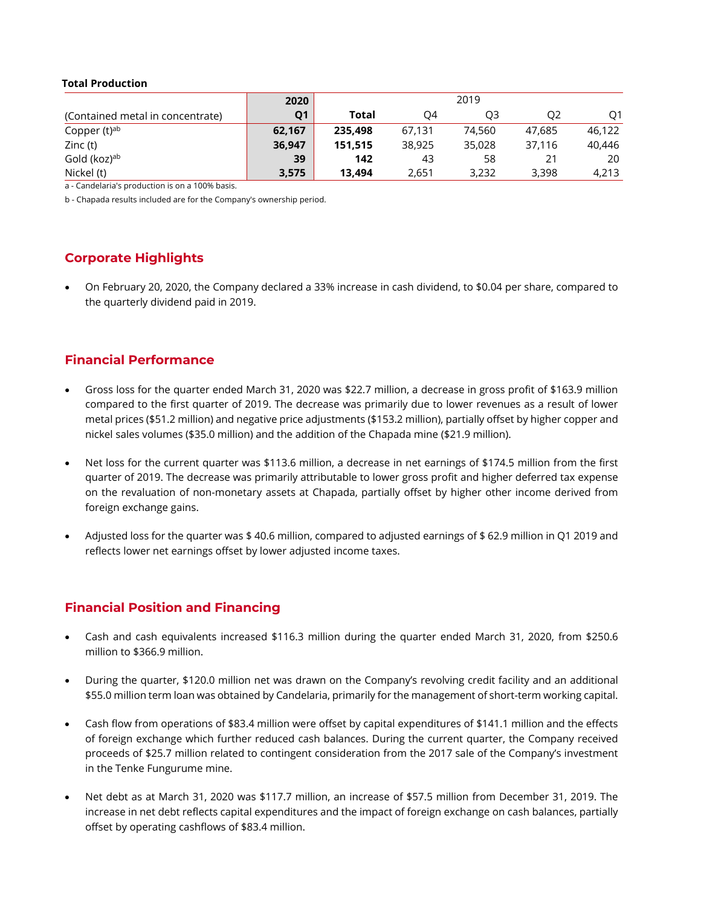**Total Production**

| | 2020 | 2019 | | | | |
|---|---|---|---|---|---|---|
| (Contained metal in concentrate) | **Q1** | **Total** | Q4 | Q3 | Q2 | Q1 |
| Copper (t)[ab] | **62,167** | **235,498** | 67,131 | 74,560 | 47,685 | 46,122 |
| Zinc (t) | **36,947** | **151,515** | 38,925 | 35,028 | 37,116 | 40,446 |
| Gold (koz)[ab] | **39** | **142** | 43 | 58 | 21 | 20 |
| Nickel (t) | **3,575** | **13,494** | 2,651 | 3,232 | 3,398 | 4,213 |

a - Candelaria's production is on a 100% basis.

b - Chapada results included are for the Company's ownership period.

## Corporate Highlights

- On February 20, 2020, the Company declared a 33% increase in cash dividend, to $0.04 per share, compared to the quarterly dividend paid in 2019.

## Financial Performance

- Gross loss for the quarter ended March 31, 2020 was $22.7 million, a decrease in gross profit of $163.9 million compared to the first quarter of 2019. The decrease was primarily due to lower revenues as a result of lower metal prices ($51.2 million) and negative price adjustments ($153.2 million), partially offset by higher copper and nickel sales volumes ($35.0 million) and the addition of the Chapada mine ($21.9 million).

- Net loss for the current quarter was $113.6 million, a decrease in net earnings of $174.5 million from the first quarter of 2019. The decrease was primarily attributable to lower gross profit and higher deferred tax expense on the revaluation of non-monetary assets at Chapada, partially offset by higher other income derived from foreign exchange gains.

- Adjusted loss for the quarter was $ 40.6 million, compared to adjusted earnings of $ 62.9 million in Q1 2019 and reflects lower net earnings offset by lower adjusted income taxes.

## Financial Position and Financing

- Cash and cash equivalents increased $116.3 million during the quarter ended March 31, 2020, from $250.6 million to $366.9 million.

- During the quarter, $120.0 million net was drawn on the Company's revolving credit facility and an additional $55.0 million term loan was obtained by Candelaria, primarily for the management of short-term working capital.

- Cash flow from operations of $83.4 million were offset by capital expenditures of $141.1 million and the effects of foreign exchange which further reduced cash balances. During the current quarter, the Company received proceeds of $25.7 million related to contingent consideration from the 2017 sale of the Company's investment in the Tenke Fungurume mine.

- Net debt as at March 31, 2020 was $117.7 million, an increase of $57.5 million from December 31, 2019. The increase in net debt reflects capital expenditures and the impact of foreign exchange on cash balances, partially offset by operating cashflows of $83.4 million.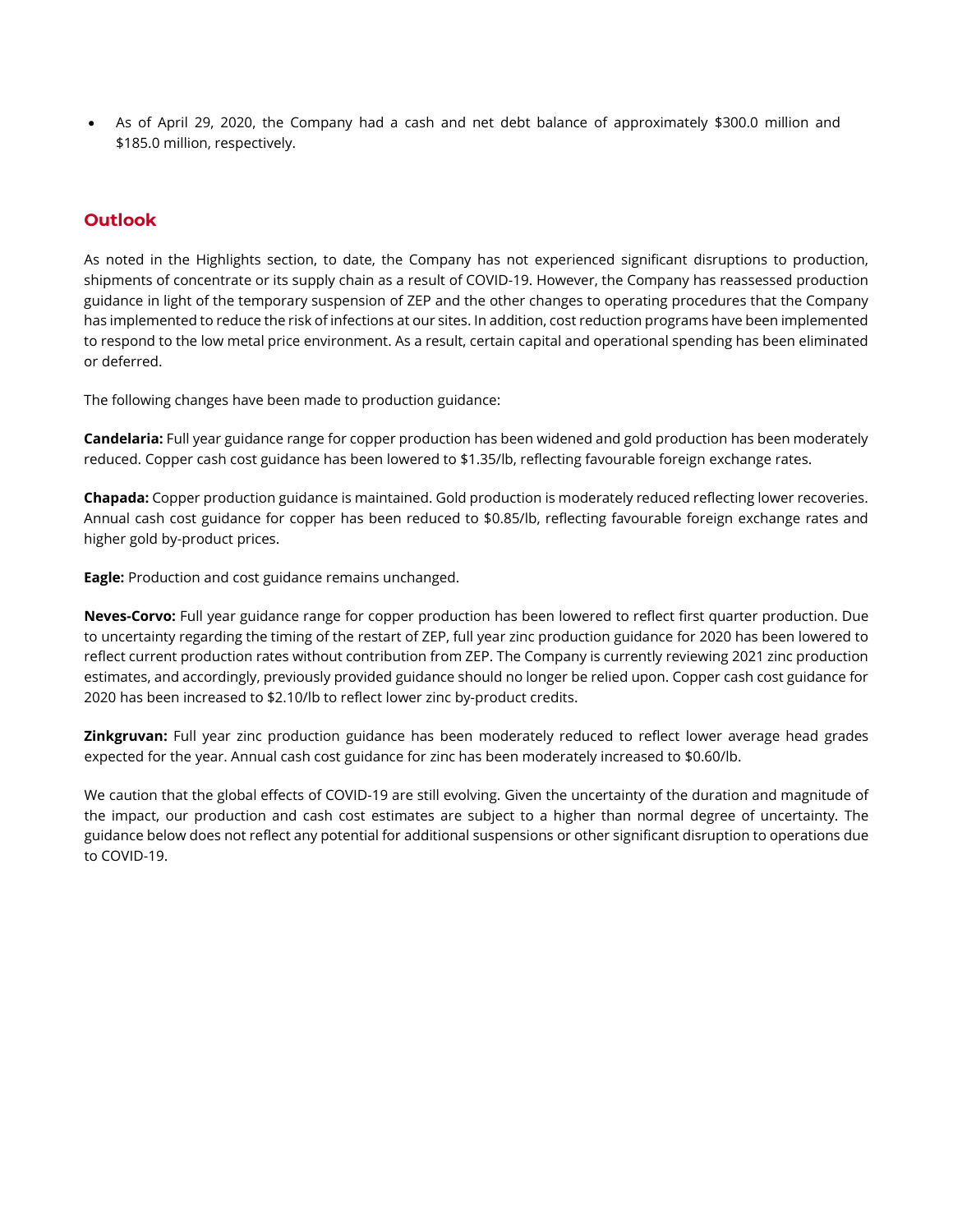- As of April 29, 2020, the Company had a cash and net debt balance of approximately $300.0 million and $185.0 million, respectively.

## Outlook

As noted in the Highlights section, to date, the Company has not experienced significant disruptions to production, shipments of concentrate or its supply chain as a result of COVID-19. However, the Company has reassessed production guidance in light of the temporary suspension of ZEP and the other changes to operating procedures that the Company has implemented to reduce the risk of infections at our sites. In addition, cost reduction programs have been implemented to respond to the low metal price environment. As a result, certain capital and operational spending has been eliminated or deferred.

The following changes have been made to production guidance:

**Candelaria:** Full year guidance range for copper production has been widened and gold production has been moderately reduced. Copper cash cost guidance has been lowered to $1.35/lb, reflecting favourable foreign exchange rates.

**Chapada:** Copper production guidance is maintained. Gold production is moderately reduced reflecting lower recoveries. Annual cash cost guidance for copper has been reduced to $0.85/lb, reflecting favourable foreign exchange rates and higher gold by-product prices.

**Eagle:** Production and cost guidance remains unchanged.

**Neves-Corvo:** Full year guidance range for copper production has been lowered to reflect first quarter production. Due to uncertainty regarding the timing of the restart of ZEP, full year zinc production guidance for 2020 has been lowered to reflect current production rates without contribution from ZEP. The Company is currently reviewing 2021 zinc production estimates, and accordingly, previously provided guidance should no longer be relied upon. Copper cash cost guidance for 2020 has been increased to $2.10/lb to reflect lower zinc by-product credits.

**Zinkgruvan:** Full year zinc production guidance has been moderately reduced to reflect lower average head grades expected for the year. Annual cash cost guidance for zinc has been moderately increased to $0.60/lb.

We caution that the global effects of COVID-19 are still evolving. Given the uncertainty of the duration and magnitude of the impact, our production and cash cost estimates are subject to a higher than normal degree of uncertainty. The guidance below does not reflect any potential for additional suspensions or other significant disruption to operations due to COVID-19.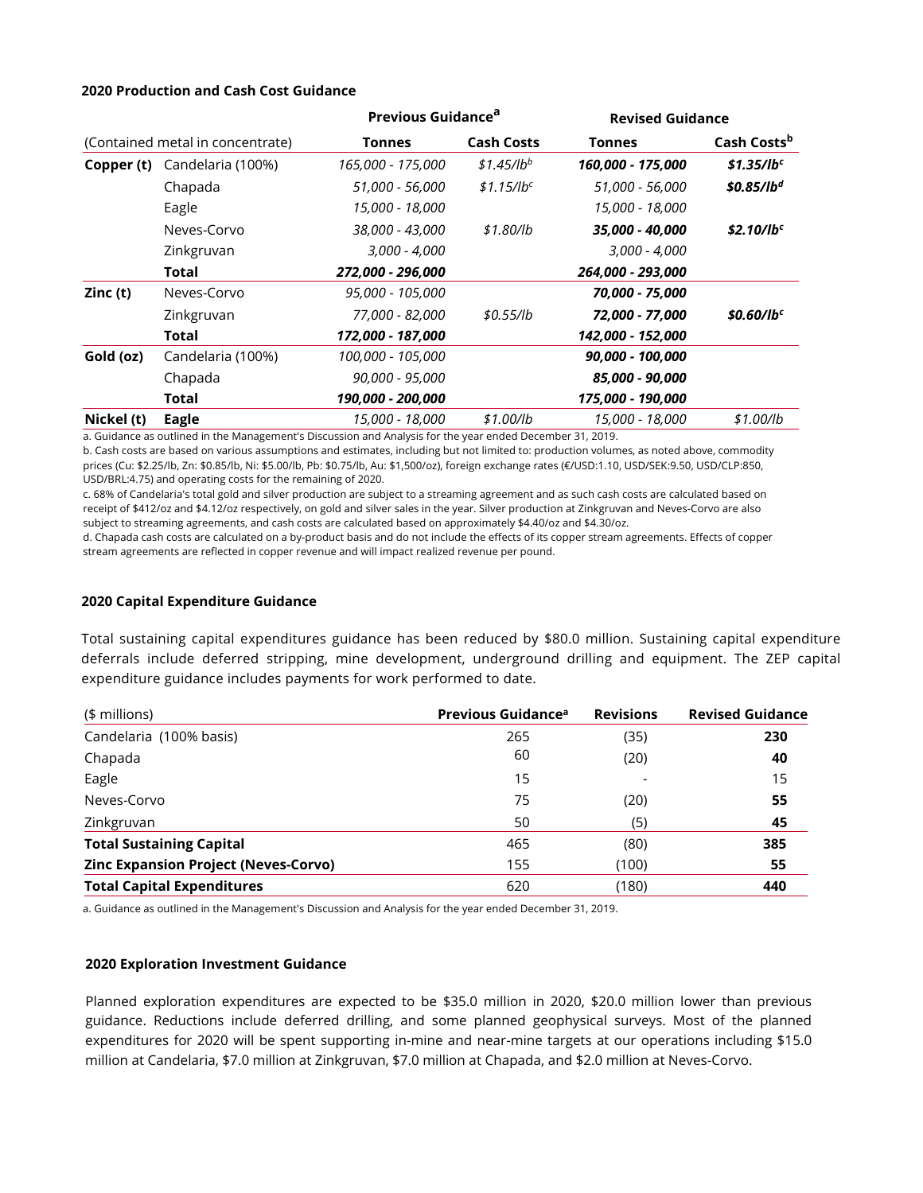**2020 Production and Cash Cost Guidance**

| | | Previous Guidance[a] | | Revised Guidance | |
|---|---|---|---|---|---|
| (Contained metal in concentrate) | | **Tonnes** | **Cash Costs** | **Tonnes** | **Cash Costs[b]** |
| **Copper (t)** | Candelaria (100%) | *165,000 - 175,000* | *$1.45/lb[b]* | ***160,000 - 175,000*** | ***$1.35/lb[c]*** |
| | Chapada | *51,000 - 56,000* | *$1.15/lb[c]* | *51,000 - 56,000* | ***$0.85/lb[d]*** |
| | Eagle | *15,000 - 18,000* | | *15,000 - 18,000* | |
| | Neves-Corvo | *38,000 - 43,000* | *$1.80/lb* | ***35,000 - 40,000*** | ***$2.10/lb[c]*** |
| | Zinkgruvan | *3,000 - 4,000* | | *3,000 - 4,000* | |
| | **Total** | ***272,000 - 296,000*** | | ***264,000 - 293,000*** | |
| **Zinc (t)** | Neves-Corvo | *95,000 - 105,000* | | ***70,000 - 75,000*** | |
| | Zinkgruvan | *77,000 - 82,000* | *$0.55/lb* | ***72,000 - 77,000*** | ***$0.60/lb[c]*** |
| | **Total** | ***172,000 - 187,000*** | | ***142,000 - 152,000*** | |
| **Gold (oz)** | Candelaria (100%) | *100,000 - 105,000* | | ***90,000 - 100,000*** | |
| | Chapada | *90,000 - 95,000* | | ***85,000 - 90,000*** | |
| | **Total** | ***190,000 - 200,000*** | | ***175,000 - 190,000*** | |
| **Nickel (t)** | **Eagle** | *15,000 - 18,000* | *$1.00/lb* | *15,000 - 18,000* | *$1.00/lb* |

a. Guidance as outlined in the Management's Discussion and Analysis for the year ended December 31, 2019.

b. Cash costs are based on various assumptions and estimates, including but not limited to: production volumes, as noted above, commodity prices (Cu: $2.25/lb, Zn: $0.85/lb, Ni: $5.00/lb, Pb: $0.75/lb, Au: $1,500/oz), foreign exchange rates (€/USD:1.10, USD/SEK:9.50, USD/CLP:850, USD/BRL:4.75) and operating costs for the remaining of 2020.

c. 68% of Candelaria's total gold and silver production are subject to a streaming agreement and as such cash costs are calculated based on receipt of $412/oz and $4.12/oz respectively, on gold and silver sales in the year. Silver production at Zinkgruvan and Neves-Corvo are also subject to streaming agreements, and cash costs are calculated based on approximately $4.40/oz and $4.30/oz.

d. Chapada cash costs are calculated on a by-product basis and do not include the effects of its copper stream agreements. Effects of copper stream agreements are reflected in copper revenue and will impact realized revenue per pound.

**2020 Capital Expenditure Guidance**

Total sustaining capital expenditures guidance has been reduced by $80.0 million. Sustaining capital expenditure deferrals include deferred stripping, mine development, underground drilling and equipment. The ZEP capital expenditure guidance includes payments for work performed to date.

| ($ millions) | Previous Guidance[a] | Revisions | Revised Guidance |
|---|---|---|---|
| Candelaria (100% basis) | 265 | (35) | **230** |
| Chapada | 60 | (20) | **40** |
| Eagle | 15 | - | 15 |
| Neves-Corvo | 75 | (20) | **55** |
| Zinkgruvan | 50 | (5) | **45** |
| **Total Sustaining Capital** | 465 | (80) | **385** |
| **Zinc Expansion Project (Neves-Corvo)** | 155 | (100) | **55** |
| **Total Capital Expenditures** | 620 | (180) | **440** |

a. Guidance as outlined in the Management's Discussion and Analysis for the year ended December 31, 2019.

**2020 Exploration Investment Guidance**

Planned exploration expenditures are expected to be $35.0 million in 2020, $20.0 million lower than previous guidance. Reductions include deferred drilling, and some planned geophysical surveys. Most of the planned expenditures for 2020 will be spent supporting in-mine and near-mine targets at our operations including $15.0 million at Candelaria, $7.0 million at Zinkgruvan, $7.0 million at Chapada, and $2.0 million at Neves-Corvo.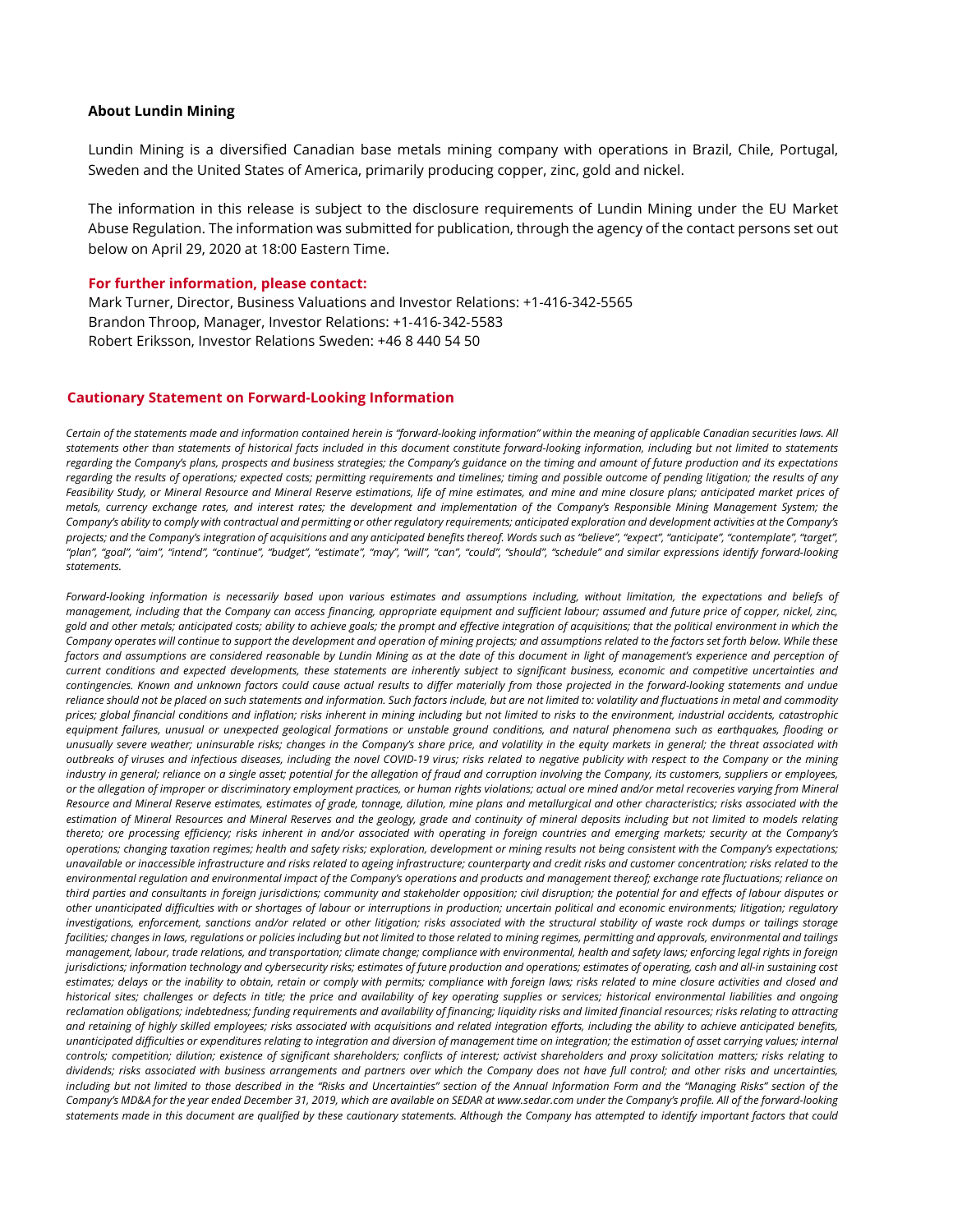**About Lundin Mining**

Lundin Mining is a diversified Canadian base metals mining company with operations in Brazil, Chile, Portugal, Sweden and the United States of America, primarily producing copper, zinc, gold and nickel.

The information in this release is subject to the disclosure requirements of Lundin Mining under the EU Market Abuse Regulation. The information was submitted for publication, through the agency of the contact persons set out below on April 29, 2020 at 18:00 Eastern Time.

**For further information, please contact:**
Mark Turner, Director, Business Valuations and Investor Relations: +1-416-342-5565
Brandon Throop, Manager, Investor Relations: +1-416-342-5583
Robert Eriksson, Investor Relations Sweden: +46 8 440 54 50

## Cautionary Statement on Forward-Looking Information

*Certain of the statements made and information contained herein is "forward-looking information" within the meaning of applicable Canadian securities laws. All statements other than statements of historical facts included in this document constitute forward-looking information, including but not limited to statements regarding the Company's plans, prospects and business strategies; the Company's guidance on the timing and amount of future production and its expectations regarding the results of operations; expected costs; permitting requirements and timelines; timing and possible outcome of pending litigation; the results of any Feasibility Study, or Mineral Resource and Mineral Reserve estimations, life of mine estimates, and mine and mine closure plans; anticipated market prices of metals, currency exchange rates, and interest rates; the development and implementation of the Company's Responsible Mining Management System; the Company's ability to comply with contractual and permitting or other regulatory requirements; anticipated exploration and development activities at the Company's projects; and the Company's integration of acquisitions and any anticipated benefits thereof. Words such as "believe", "expect", "anticipate", "contemplate", "target", "plan", "goal", "aim", "intend", "continue", "budget", "estimate", "may", "will", "can", "could", "should", "schedule" and similar expressions identify forward-looking statements.*

*Forward-looking information is necessarily based upon various estimates and assumptions including, without limitation, the expectations and beliefs of management, including that the Company can access financing, appropriate equipment and sufficient labour; assumed and future price of copper, nickel, zinc, gold and other metals; anticipated costs; ability to achieve goals; the prompt and effective integration of acquisitions; that the political environment in which the Company operates will continue to support the development and operation of mining projects; and assumptions related to the factors set forth below. While these factors and assumptions are considered reasonable by Lundin Mining as at the date of this document in light of management's experience and perception of current conditions and expected developments, these statements are inherently subject to significant business, economic and competitive uncertainties and contingencies. Known and unknown factors could cause actual results to differ materially from those projected in the forward-looking statements and undue reliance should not be placed on such statements and information. Such factors include, but are not limited to: volatility and fluctuations in metal and commodity prices; global financial conditions and inflation; risks inherent in mining including but not limited to risks to the environment, industrial accidents, catastrophic equipment failures, unusual or unexpected geological formations or unstable ground conditions, and natural phenomena such as earthquakes, flooding or unusually severe weather; uninsurable risks; changes in the Company's share price, and volatility in the equity markets in general; the threat associated with outbreaks of viruses and infectious diseases, including the novel COVID-19 virus; risks related to negative publicity with respect to the Company or the mining industry in general; reliance on a single asset; potential for the allegation of fraud and corruption involving the Company, its customers, suppliers or employees, or the allegation of improper or discriminatory employment practices, or human rights violations; actual ore mined and/or metal recoveries varying from Mineral Resource and Mineral Reserve estimates, estimates of grade, tonnage, dilution, mine plans and metallurgical and other characteristics; risks associated with the estimation of Mineral Resources and Mineral Reserves and the geology, grade and continuity of mineral deposits including but not limited to models relating thereto; ore processing efficiency; risks inherent in and/or associated with operating in foreign countries and emerging markets; security at the Company's operations; changing taxation regimes; health and safety risks; exploration, development or mining results not being consistent with the Company's expectations; unavailable or inaccessible infrastructure and risks related to ageing infrastructure; counterparty and credit risks and customer concentration; risks related to the environmental regulation and environmental impact of the Company's operations and products and management thereof; exchange rate fluctuations; reliance on third parties and consultants in foreign jurisdictions; community and stakeholder opposition; civil disruption; the potential for and effects of labour disputes or other unanticipated difficulties with or shortages of labour or interruptions in production; uncertain political and economic environments; litigation; regulatory investigations, enforcement, sanctions and/or related or other litigation; risks associated with the structural stability of waste rock dumps or tailings storage facilities; changes in laws, regulations or policies including but not limited to those related to mining regimes, permitting and approvals, environmental and tailings management, labour, trade relations, and transportation; climate change; compliance with environmental, health and safety laws; enforcing legal rights in foreign jurisdictions; information technology and cybersecurity risks; estimates of future production and operations; estimates of operating, cash and all-in sustaining cost estimates; delays or the inability to obtain, retain or comply with permits; compliance with foreign laws; risks related to mine closure activities and closed and historical sites; challenges or defects in title; the price and availability of key operating supplies or services; historical environmental liabilities and ongoing reclamation obligations; indebtedness; funding requirements and availability of financing; liquidity risks and limited financial resources; risks relating to attracting and retaining of highly skilled employees; risks associated with acquisitions and related integration efforts, including the ability to achieve anticipated benefits, unanticipated difficulties or expenditures relating to integration and diversion of management time on integration; the estimation of asset carrying values; internal controls; competition; dilution; existence of significant shareholders; conflicts of interest; activist shareholders and proxy solicitation matters; risks relating to dividends; risks associated with business arrangements and partners over which the Company does not have full control; and other risks and uncertainties, including but not limited to those described in the "Risks and Uncertainties" section of the Annual Information Form and the "Managing Risks" section of the Company's MD&A for the year ended December 31, 2019, which are available on SEDAR at www.sedar.com under the Company's profile. All of the forward-looking statements made in this document are qualified by these cautionary statements. Although the Company has attempted to identify important factors that could*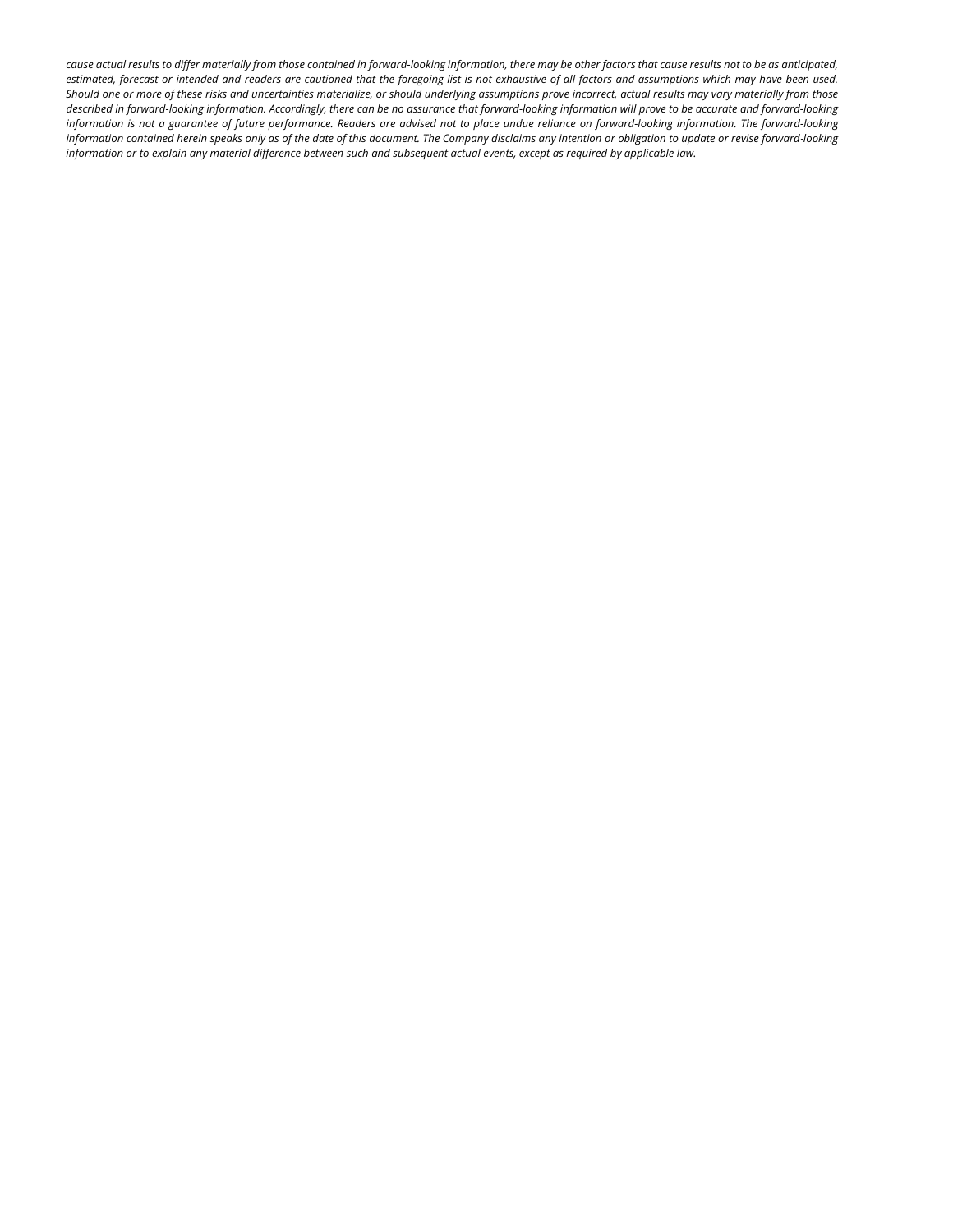*cause actual results to differ materially from those contained in forward-looking information, there may be other factors that cause results not to be as anticipated, estimated, forecast or intended and readers are cautioned that the foregoing list is not exhaustive of all factors and assumptions which may have been used. Should one or more of these risks and uncertainties materialize, or should underlying assumptions prove incorrect, actual results may vary materially from those described in forward-looking information. Accordingly, there can be no assurance that forward-looking information will prove to be accurate and forward-looking information is not a guarantee of future performance. Readers are advised not to place undue reliance on forward-looking information. The forward-looking information contained herein speaks only as of the date of this document. The Company disclaims any intention or obligation to update or revise forward-looking information or to explain any material difference between such and subsequent actual events, except as required by applicable law.*